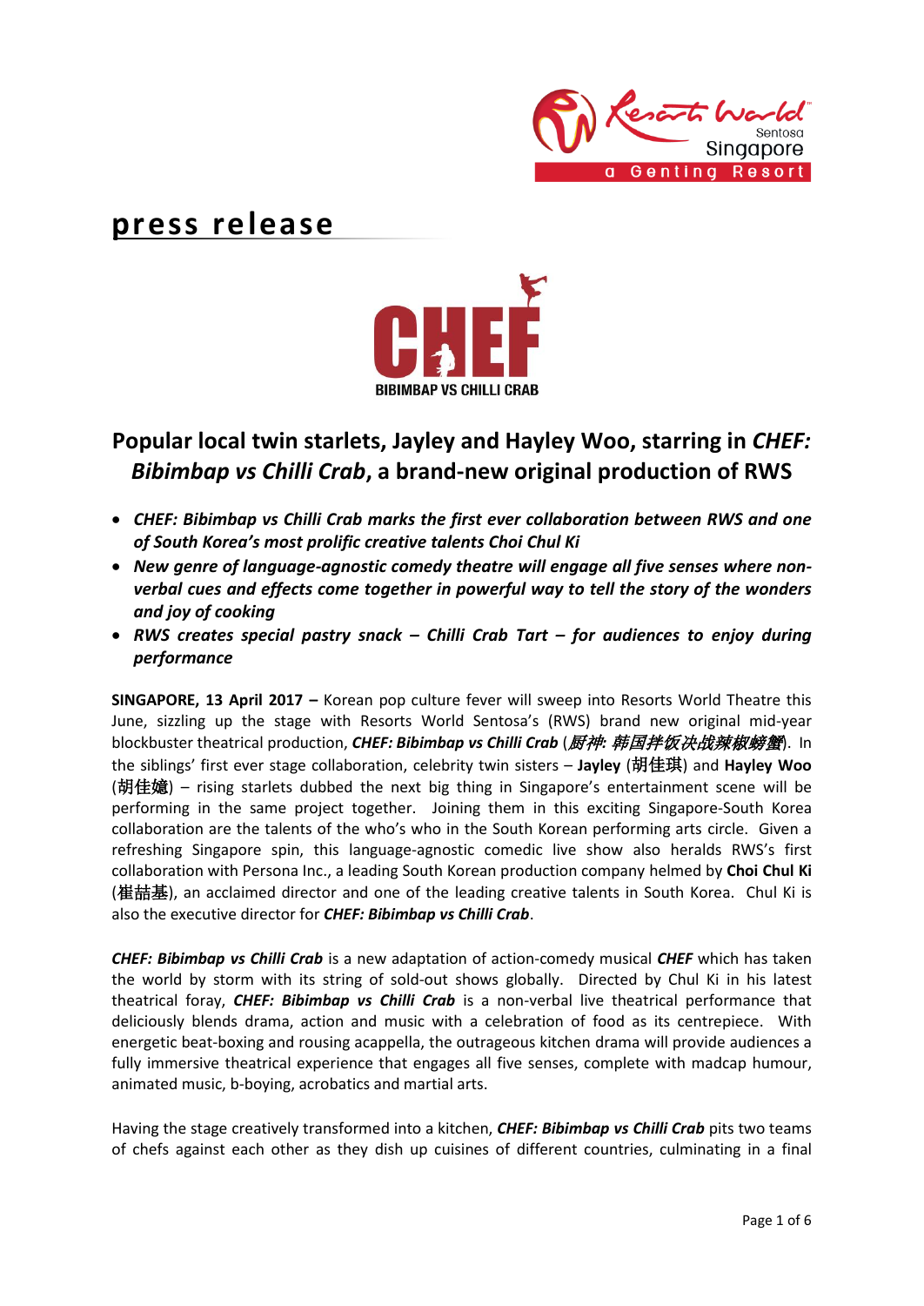# press release

# Popular local twin starlets, Jayley and Hayley Woo, starring in *CHEF: Bibimbap vs Chilli Crab*, a brand-new original production of RWS

- ***CHEF: Bibimbap vs Chilli Crab* marks the first ever collaboration between RWS and one of South Korea's most prolific creative talents Choi Chul Ki**
- ***New genre of language-agnostic comedy theatre will engage all five senses where non-verbal cues and effects come together in powerful way to tell the story of the wonders and joy of cooking***
- ***RWS creates special pastry snack – Chilli Crab Tart – for audiences to enjoy during performance***

**SINGAPORE, 13 April 2017 –** Korean pop culture fever will sweep into Resorts World Theatre this June, sizzling up the stage with Resorts World Sentosa's (RWS) brand new original mid-year blockbuster theatrical production, ***CHEF: Bibimbap vs Chilli Crab*** (***厨神: 韩国拌饭决战辣椒螃蟹***). In the siblings' first ever stage collaboration, celebrity twin sisters – **Jayley** (胡佳琪) and **Hayley Woo** (胡佳嬑) – rising starlets dubbed the next big thing in Singapore's entertainment scene will be performing in the same project together. Joining them in this exciting Singapore-South Korea collaboration are the talents of the who's who in the South Korean performing arts circle. Given a refreshing Singapore spin, this language-agnostic comedic live show also heralds RWS's first collaboration with Persona Inc., a leading South Korean production company helmed by **Choi Chul Ki** (崔喆基), an acclaimed director and one of the leading creative talents in South Korea. Chul Ki is also the executive director for ***CHEF: Bibimbap vs Chilli Crab***.

***CHEF: Bibimbap vs Chilli Crab*** is a new adaptation of action-comedy musical ***CHEF*** which has taken the world by storm with its string of sold-out shows globally. Directed by Chul Ki in his latest theatrical foray, ***CHEF: Bibimbap vs Chilli Crab*** is a non-verbal live theatrical performance that deliciously blends drama, action and music with a celebration of food as its centrepiece. With energetic beat-boxing and rousing acappella, the outrageous kitchen drama will provide audiences a fully immersive theatrical experience that engages all five senses, complete with madcap humour, animated music, b-boying, acrobatics and martial arts.

Having the stage creatively transformed into a kitchen, ***CHEF: Bibimbap vs Chilli Crab*** pits two teams of chefs against each other as they dish up cuisines of different countries, culminating in a final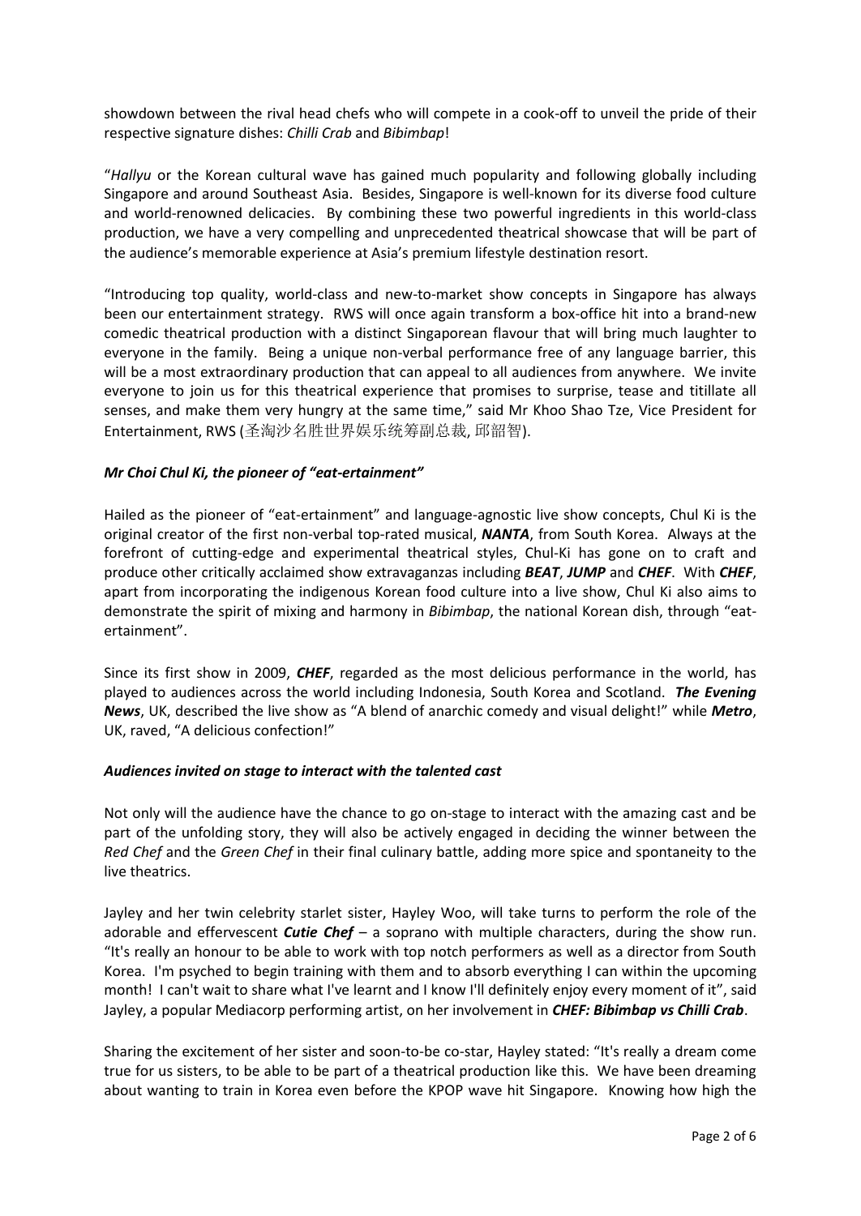showdown between the rival head chefs who will compete in a cook-off to unveil the pride of their respective signature dishes: *Chilli Crab* and *Bibimbap*!

"*Hallyu* or the Korean cultural wave has gained much popularity and following globally including Singapore and around Southeast Asia. Besides, Singapore is well-known for its diverse food culture and world-renowned delicacies. By combining these two powerful ingredients in this world-class production, we have a very compelling and unprecedented theatrical showcase that will be part of the audience's memorable experience at Asia's premium lifestyle destination resort.

"Introducing top quality, world-class and new-to-market show concepts in Singapore has always been our entertainment strategy. RWS will once again transform a box-office hit into a brand-new comedic theatrical production with a distinct Singaporean flavour that will bring much laughter to everyone in the family. Being a unique non-verbal performance free of any language barrier, this will be a most extraordinary production that can appeal to all audiences from anywhere. We invite everyone to join us for this theatrical experience that promises to surprise, tease and titillate all senses, and make them very hungry at the same time," said Mr Khoo Shao Tze, Vice President for Entertainment, RWS (圣淘沙名胜世界娱乐统筹副总裁, 邱韶智).

***Mr Choi Chul Ki, the pioneer of "eat-ertainment"***

Hailed as the pioneer of "eat-ertainment" and language-agnostic live show concepts, Chul Ki is the original creator of the first non-verbal top-rated musical, ***NANTA***, from South Korea. Always at the forefront of cutting-edge and experimental theatrical styles, Chul-Ki has gone on to craft and produce other critically acclaimed show extravaganzas including ***BEAT***, ***JUMP*** and ***CHEF***. With ***CHEF***, apart from incorporating the indigenous Korean food culture into a live show, Chul Ki also aims to demonstrate the spirit of mixing and harmony in *Bibimbap*, the national Korean dish, through "eat-ertainment".

Since its first show in 2009, ***CHEF***, regarded as the most delicious performance in the world, has played to audiences across the world including Indonesia, South Korea and Scotland. ***The Evening News***, UK, described the live show as "A blend of anarchic comedy and visual delight!" while ***Metro***, UK, raved, "A delicious confection!"

***Audiences invited on stage to interact with the talented cast***

Not only will the audience have the chance to go on-stage to interact with the amazing cast and be part of the unfolding story, they will also be actively engaged in deciding the winner between the *Red Chef* and the *Green Chef* in their final culinary battle, adding more spice and spontaneity to the live theatrics.

Jayley and her twin celebrity starlet sister, Hayley Woo, will take turns to perform the role of the adorable and effervescent ***Cutie Chef*** – a soprano with multiple characters, during the show run. "It's really an honour to be able to work with top notch performers as well as a director from South Korea. I'm psyched to begin training with them and to absorb everything I can within the upcoming month! I can't wait to share what I've learnt and I know I'll definitely enjoy every moment of it", said Jayley, a popular Mediacorp performing artist, on her involvement in ***CHEF: Bibimbap vs Chilli Crab***.

Sharing the excitement of her sister and soon-to-be co-star, Hayley stated: "It's really a dream come true for us sisters, to be able to be part of a theatrical production like this. We have been dreaming about wanting to train in Korea even before the KPOP wave hit Singapore. Knowing how high the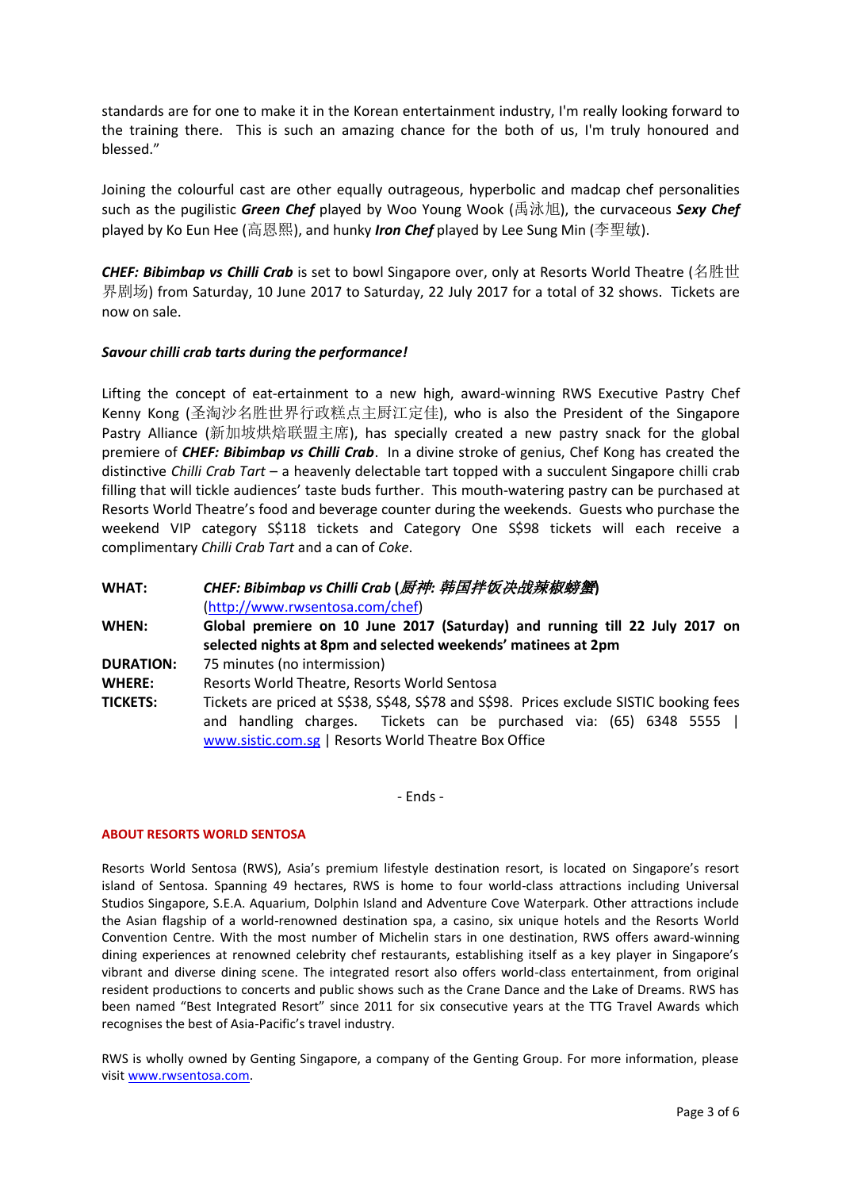standards are for one to make it in the Korean entertainment industry, I'm really looking forward to the training there. This is such an amazing chance for the both of us, I'm truly honoured and blessed."

Joining the colourful cast are other equally outrageous, hyperbolic and madcap chef personalities such as the pugilistic ***Green Chef*** played by Woo Young Wook (禹泳旭), the curvaceous ***Sexy Chef*** played by Ko Eun Hee (高恩熙), and hunky ***Iron Chef*** played by Lee Sung Min (李聖敏).

***CHEF: Bibimbap vs Chilli Crab*** is set to bowl Singapore over, only at Resorts World Theatre (名胜世界剧场) from Saturday, 10 June 2017 to Saturday, 22 July 2017 for a total of 32 shows. Tickets are now on sale.

***Savour chilli crab tarts during the performance!***

Lifting the concept of eat-ertainment to a new high, award-winning RWS Executive Pastry Chef Kenny Kong (圣淘沙名胜世界行政糕点主厨江定佳), who is also the President of the Singapore Pastry Alliance (新加坡烘焙联盟主席), has specially created a new pastry snack for the global premiere of ***CHEF: Bibimbap vs Chilli Crab***. In a divine stroke of genius, Chef Kong has created the distinctive *Chilli Crab Tart* – a heavenly delectable tart topped with a succulent Singapore chilli crab filling that will tickle audiences' taste buds further. This mouth-watering pastry can be purchased at Resorts World Theatre's food and beverage counter during the weekends. Guests who purchase the weekend VIP category S$118 tickets and Category One S$98 tickets will each receive a complimentary *Chilli Crab Tart* and a can of *Coke*.

| | |
|---|---|
| **WHAT:** | ***CHEF: Bibimbap vs Chilli Crab** (**厨神: 韩国拌饭决战辣椒螃蟹**)* (http://www.rwsentosa.com/chef) |
| **WHEN:** | **Global premiere on 10 June 2017 (Saturday) and running till 22 July 2017 on selected nights at 8pm and selected weekends' matinees at 2pm** |
| **DURATION:** | 75 minutes (no intermission) |
| **WHERE:** | Resorts World Theatre, Resorts World Sentosa |
| **TICKETS:** | Tickets are priced at S$38, S$48, S$78 and S$98. Prices exclude SISTIC booking fees and handling charges. Tickets can be purchased via: (65) 6348 5555 \| www.sistic.com.sg \| Resorts World Theatre Box Office |

\- Ends -

#### ABOUT RESORTS WORLD SENTOSA

Resorts World Sentosa (RWS), Asia's premium lifestyle destination resort, is located on Singapore's resort island of Sentosa. Spanning 49 hectares, RWS is home to four world-class attractions including Universal Studios Singapore, S.E.A. Aquarium, Dolphin Island and Adventure Cove Waterpark. Other attractions include the Asian flagship of a world-renowned destination spa, a casino, six unique hotels and the Resorts World Convention Centre. With the most number of Michelin stars in one destination, RWS offers award-winning dining experiences at renowned celebrity chef restaurants, establishing itself as a key player in Singapore's vibrant and diverse dining scene. The integrated resort also offers world-class entertainment, from original resident productions to concerts and public shows such as the Crane Dance and the Lake of Dreams. RWS has been named "Best Integrated Resort" since 2011 for six consecutive years at the TTG Travel Awards which recognises the best of Asia-Pacific's travel industry.

RWS is wholly owned by Genting Singapore, a company of the Genting Group. For more information, please visit www.rwsentosa.com.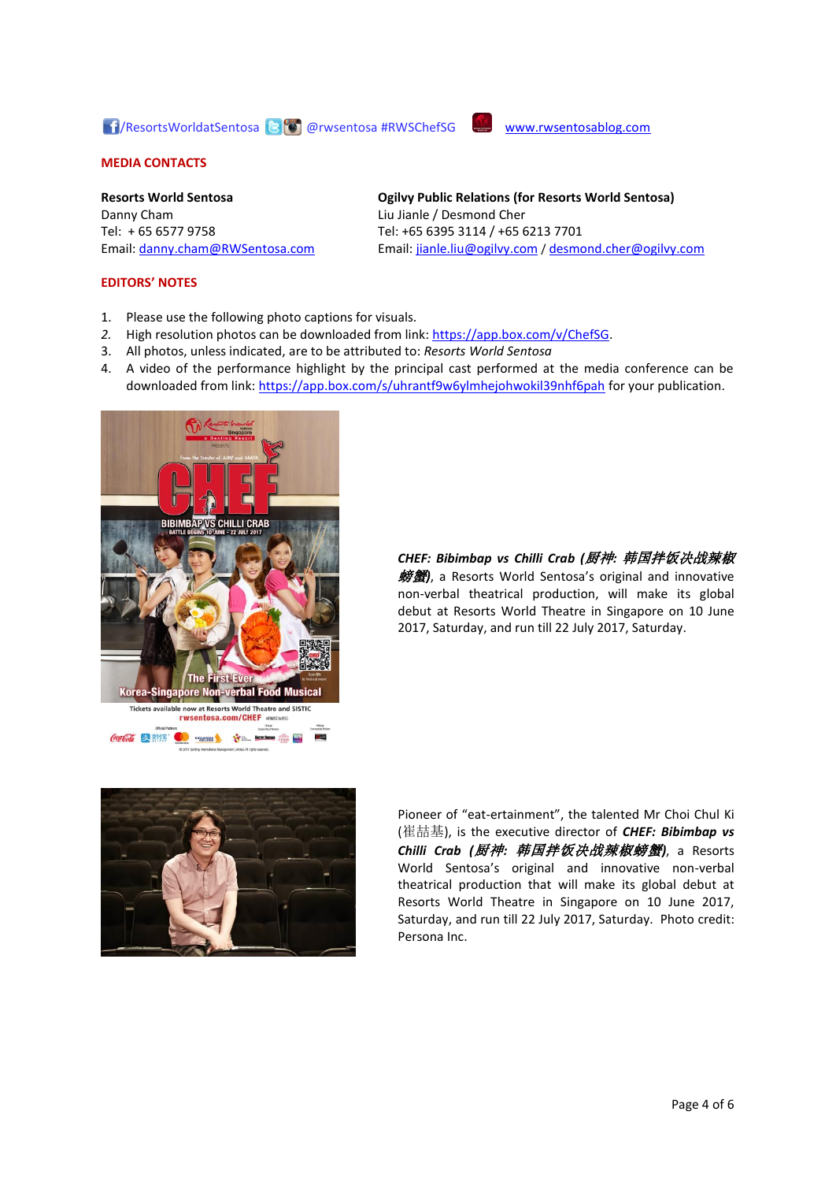/ResortsWorldatSentosa @rwsentosa #RWSChefSG www.rwsentosablog.com

## MEDIA CONTACTS

**Resorts World Sentosa**
Danny Cham
Tel: + 65 6577 9758
Email: danny.cham@RWSentosa.com

**Ogilvy Public Relations (for Resorts World Sentosa)**
Liu Jianle / Desmond Cher
Tel: +65 6395 3114 / +65 6213 7701
Email: jianle.liu@ogilvy.com / desmond.cher@ogilvy.com

## EDITORS' NOTES

1. Please use the following photo captions for visuals.
2. High resolution photos can be downloaded from link: https://app.box.com/v/ChefSG.
3. All photos, unless indicated, are to be attributed to: *Resorts World Sentosa*
4. A video of the performance highlight by the principal cast performed at the media conference can be downloaded from link: https://app.box.com/s/uhrantf9w6ylmhejohwokil39nhf6pah for your publication.

***CHEF: Bibimbap vs Chilli Crab (厨神: 韩国拌饭决战辣椒螃蟹)***, a Resorts World Sentosa's original and innovative non-verbal theatrical production, will make its global debut at Resorts World Theatre in Singapore on 10 June 2017, Saturday, and run till 22 July 2017, Saturday.

Pioneer of "eat-ertainment", the talented Mr Choi Chul Ki (崔喆基), is the executive director of ***CHEF: Bibimbap vs Chilli Crab (厨神: 韩国拌饭决战辣椒螃蟹)***, a Resorts World Sentosa's original and innovative non-verbal theatrical production that will make its global debut at Resorts World Theatre in Singapore on 10 June 2017, Saturday, and run till 22 July 2017, Saturday. Photo credit: Persona Inc.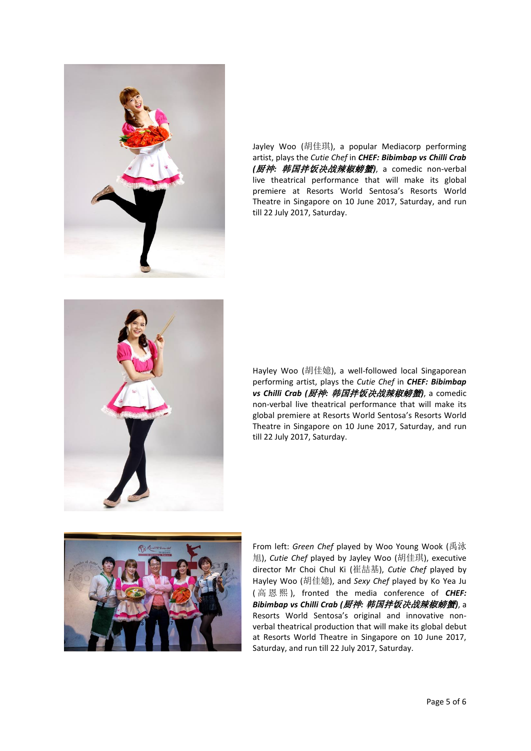Jayley Woo (胡佳琪), a popular Mediacorp performing artist, plays the *Cutie Chef* in ***CHEF: Bibimbap vs Chilli Crab (厨神: 韩国拌饭决战辣椒螃蟹)***, a comedic non-verbal live theatrical performance that will make its global premiere at Resorts World Sentosa's Resorts World Theatre in Singapore on 10 June 2017, Saturday, and run till 22 July 2017, Saturday.

Hayley Woo (胡佳嬑), a well-followed local Singaporean performing artist, plays the *Cutie Chef* in ***CHEF: Bibimbap vs Chilli Crab (厨神: 韩国拌饭决战辣椒螃蟹)***, a comedic non-verbal live theatrical performance that will make its global premiere at Resorts World Sentosa's Resorts World Theatre in Singapore on 10 June 2017, Saturday, and run till 22 July 2017, Saturday.

From left: *Green Chef* played by Woo Young Wook (禹泳旭), *Cutie Chef* played by Jayley Woo (胡佳琪), executive director Mr Choi Chul Ki (崔喆基), *Cutie Chef* played by Hayley Woo (胡佳嬑), and *Sexy Chef* played by Ko Yea Ju (高恩熙), fronted the media conference of ***CHEF: Bibimbap vs Chilli Crab (厨神: 韩国拌饭决战辣椒螃蟹)***, a Resorts World Sentosa's original and innovative non-verbal theatrical production that will make its global debut at Resorts World Theatre in Singapore on 10 June 2017, Saturday, and run till 22 July 2017, Saturday.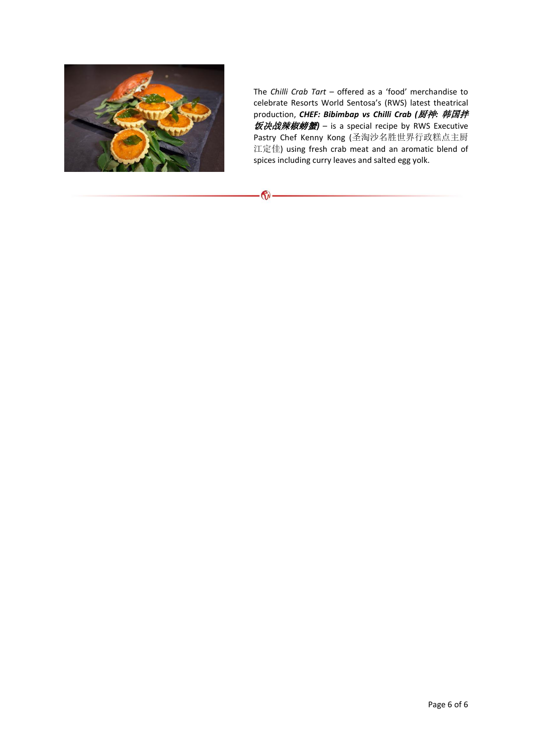The *Chilli Crab Tart* – offered as a 'food' merchandise to celebrate Resorts World Sentosa's (RWS) latest theatrical production, ***CHEF: Bibimbap vs Chilli Crab (厨神: 韩国拌饭决战辣椒螃蟹)*** – is a special recipe by RWS Executive Pastry Chef Kenny Kong (圣淘沙名胜世界行政糕点主厨江定佳) using fresh crab meat and an aromatic blend of spices including curry leaves and salted egg yolk.